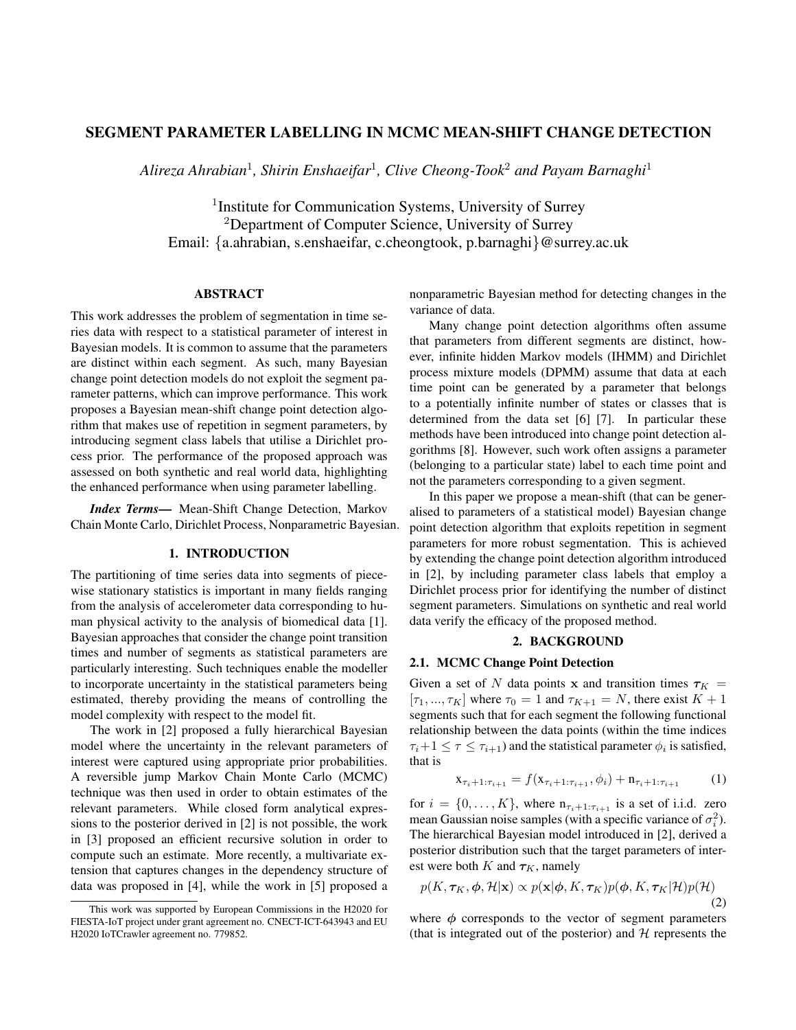# SEGMENT PARAMETER LABELLING IN MCMC MEAN-SHIFT CHANGE DETECTION

*Alireza Ahrabian[1], Shirin Enshaeifar[1], Clive Cheong-Took[2] and Payam Barnaghi[1]*

[1]Institute for Communication Systems, University of Surrey
[2]Department of Computer Science, University of Surrey
Email: {a.ahrabian, s.enshaeifar, c.cheongtook, p.barnaghi}@surrey.ac.uk

## ABSTRACT

This work addresses the problem of segmentation in time series data with respect to a statistical parameter of interest in Bayesian models. It is common to assume that the parameters are distinct within each segment. As such, many Bayesian change point detection models do not exploit the segment parameter patterns, which can improve performance. This work proposes a Bayesian mean-shift change point detection algorithm that makes use of repetition in segment parameters, by introducing segment class labels that utilise a Dirichlet process prior. The performance of the proposed approach was assessed on both synthetic and real world data, highlighting the enhanced performance when using parameter labelling.

***Index Terms*—** Mean-Shift Change Detection, Markov Chain Monte Carlo, Dirichlet Process, Nonparametric Bayesian.

## 1. INTRODUCTION

The partitioning of time series data into segments of piecewise stationary statistics is important in many fields ranging from the analysis of accelerometer data corresponding to human physical activity to the analysis of biomedical data [1]. Bayesian approaches that consider the change point transition times and number of segments as statistical parameters are particularly interesting. Such techniques enable the modeller to incorporate uncertainty in the statistical parameters being estimated, thereby providing the means of controlling the model complexity with respect to the model fit.

The work in [2] proposed a fully hierarchical Bayesian model where the uncertainty in the relevant parameters of interest were captured using appropriate prior probabilities. A reversible jump Markov Chain Monte Carlo (MCMC) technique was then used in order to obtain estimates of the relevant parameters. While closed form analytical expressions to the posterior derived in [2] is not possible, the work in [3] proposed an efficient recursive solution in order to compute such an estimate. More recently, a multivariate extension that captures changes in the dependency structure of data was proposed in [4], while the work in [5] proposed a nonparametric Bayesian method for detecting changes in the variance of data.

Many change point detection algorithms often assume that parameters from different segments are distinct, however, infinite hidden Markov models (IHMM) and Dirichlet process mixture models (DPMM) assume that data at each time point can be generated by a parameter that belongs to a potentially infinite number of states or classes that is determined from the data set [6] [7]. In particular these methods have been introduced into change point detection algorithms [8]. However, such work often assigns a parameter (belonging to a particular state) label to each time point and not the parameters corresponding to a given segment.

In this paper we propose a mean-shift (that can be generalised to parameters of a statistical model) Bayesian change point detection algorithm that exploits repetition in segment parameters for more robust segmentation. This is achieved by extending the change point detection algorithm introduced in [2], by including parameter class labels that employ a Dirichlet process prior for identifying the number of distinct segment parameters. Simulations on synthetic and real world data verify the efficacy of the proposed method.

## 2. BACKGROUND

### 2.1. MCMC Change Point Detection

Given a set of $N$ data points $\mathbf{x}$ and transition times $\boldsymbol{\tau}_K = [\tau_1, ..., \tau_K]$ where $\tau_0 = 1$ and $\tau_{K+1} = N$, there exist $K+1$ segments such that for each segment the following functional relationship between the data points (within the time indices $\tau_i + 1 \leq \tau \leq \tau_{i+1}$) and the statistical parameter $\phi_i$ is satisfied, that is

$$\mathrm{x}_{\tau_i+1:\tau_{i+1}} = f(\mathrm{x}_{\tau_i+1:\tau_{i+1}}, \phi_i) + \mathrm{n}_{\tau_i+1:\tau_{i+1}} \tag{1}$$

for $i = \{0, \ldots, K\}$, where $\mathrm{n}_{\tau_i+1:\tau_{i+1}}$ is a set of i.i.d. zero mean Gaussian noise samples (with a specific variance of $\sigma_i^2$). The hierarchical Bayesian model introduced in [2], derived a posterior distribution such that the target parameters of interest were both $K$ and $\boldsymbol{\tau}_K$, namely

$$p(K, \boldsymbol{\tau}_K, \boldsymbol{\phi}, \mathcal{H}|\mathbf{x}) \propto p(\mathbf{x}|\boldsymbol{\phi}, K, \boldsymbol{\tau}_K)p(\boldsymbol{\phi}, K, \boldsymbol{\tau}_K|\mathcal{H})p(\mathcal{H}) \tag{2}$$

where $\boldsymbol{\phi}$ corresponds to the vector of segment parameters (that is integrated out of the posterior) and $\mathcal{H}$ represents the

This work was supported by European Commissions in the H2020 for FIESTA-IoT project under grant agreement no. CNECT-ICT-643943 and EU H2020 IoTCrawler agreement no. 779852.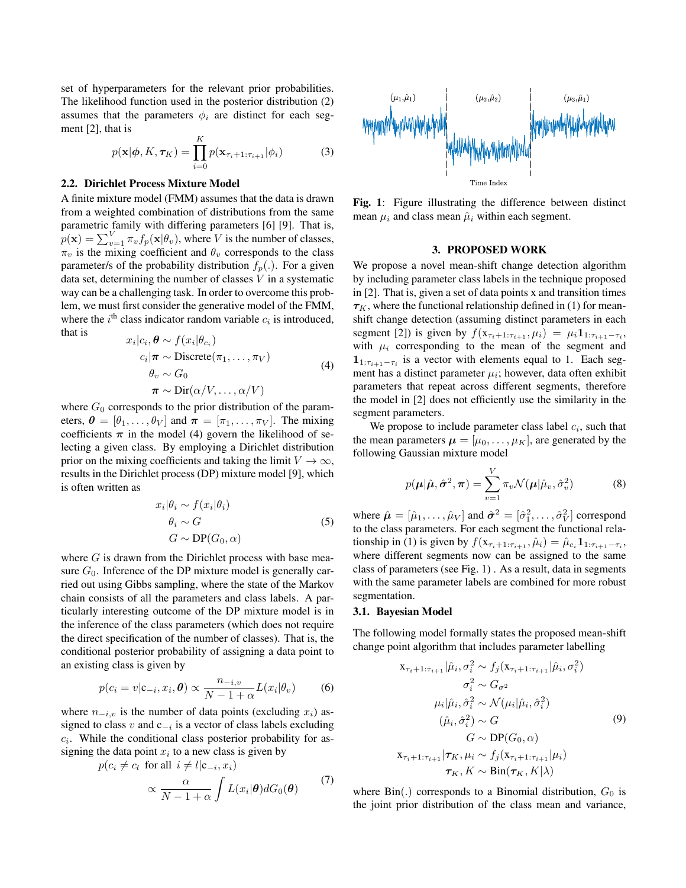set of hyperparameters for the relevant prior probabilities. The likelihood function used in the posterior distribution (2) assumes that the parameters $\phi_i$ are distinct for each segment [2], that is

$$p(\mathbf{x}|\boldsymbol{\phi}, K, \boldsymbol{\tau}_K) = \prod_{i=0}^{K} p(\mathbf{x}_{\tau_i+1:\tau_{i+1}}|\phi_i) \tag{3}$$

### 2.2. Dirichlet Process Mixture Model

A finite mixture model (FMM) assumes that the data is drawn from a weighted combination of distributions from the same parametric family with differing parameters [6] [9]. That is, $p(\mathbf{x}) = \sum_{v=1}^{V} \pi_v f_p(\mathbf{x}|\theta_v)$, where $V$ is the number of classes, $\pi_v$ is the mixing coefficient and $\theta_v$ corresponds to the class parameter/s of the probability distribution $f_p(.)$. For a given data set, determining the number of classes $V$ in a systematic way can be a challenging task. In order to overcome this problem, we must first consider the generative model of the FMM, where the $i^{\text{th}}$ class indicator random variable $c_i$ is introduced, that is

$$\begin{aligned} x_i|c_i, \boldsymbol{\theta} &\sim f(x_i|\theta_{c_i}) \\ c_i|\boldsymbol{\pi} &\sim \text{Discrete}(\pi_1, \dots, \pi_V) \\ \theta_v &\sim G_0 \\ \boldsymbol{\pi} &\sim \text{Dir}(\alpha/V, \dots, \alpha/V) \end{aligned} \tag{4}$$

where $G_0$ corresponds to the prior distribution of the parameters, $\boldsymbol{\theta} = [\theta_1, \dots, \theta_V]$ and $\boldsymbol{\pi} = [\pi_1, \dots, \pi_V]$. The mixing coefficients $\boldsymbol{\pi}$ in the model (4) govern the likelihood of selecting a given class. By employing a Dirichlet distribution prior on the mixing coefficients and taking the limit $V \to \infty$, results in the Dirichlet process (DP) mixture model [9], which is often written as

$$\begin{aligned} x_i|\theta_i &\sim f(x_i|\theta_i) \\ \theta_i &\sim G \\ G &\sim \text{DP}(G_0, \alpha) \end{aligned} \tag{5}$$

where $G$ is drawn from the Dirichlet process with base measure $G_0$. Inference of the DP mixture model is generally carried out using Gibbs sampling, where the state of the Markov chain consists of all the parameters and class labels. A particularly interesting outcome of the DP mixture model is in the inference of the class parameters (which does not require the direct specification of the number of classes). That is, the conditional posterior probability of assigning a data point to an existing class is given by

$$p(c_i = v|\mathrm{c}_{-i}, x_i, \boldsymbol{\theta}) \propto \frac{n_{-i,v}}{N-1+\alpha} L(x_i|\theta_v) \tag{6}$$

where $n_{-i,v}$ is the number of data points (excluding $x_i$) assigned to class $v$ and $\mathrm{c}_{-i}$ is a vector of class labels excluding $c_i$. While the conditional class posterior probability for assigning the data point $x_i$ to a new class is given by

$$\begin{aligned} &p(c_i \neq c_l \text{ for all } i \neq l|\mathrm{c}_{-i}, x_i) \\ &\propto \frac{\alpha}{N-1+\alpha} \int L(x_i|\boldsymbol{\theta}) dG_0(\boldsymbol{\theta}) \end{aligned} \tag{7}$$

$(\mu_1,\hat{\mu}_1)$ $(\mu_2,\hat{\mu}_2)$ $(\mu_3,\hat{\mu}_1)$

Time Index

**Fig. 1**: Figure illustrating the difference between distinct mean $\mu_i$ and class mean $\hat{\mu}_i$ within each segment.

## 3. PROPOSED WORK

We propose a novel mean-shift change detection algorithm by including parameter class labels in the technique proposed in [2]. That is, given a set of data points x and transition times $\boldsymbol{\tau}_K$, where the functional relationship defined in (1) for mean-shift change detection (assuming distinct parameters in each segment [2]) is given by $f(\mathrm{x}_{\tau_i+1:\tau_{i+1}}, \mu_i) = \mu_i \mathbf{1}_{1:\tau_{i+1}-\tau_i}$, with $\mu_i$ corresponding to the mean of the segment and $\mathbf{1}_{1:\tau_{i+1}-\tau_i}$ is a vector with elements equal to 1. Each segment has a distinct parameter $\mu_i$; however, data often exhibit parameters that repeat across different segments, therefore the model in [2] does not efficiently use the similarity in the segment parameters.

We propose to include parameter class label $c_i$, such that the mean parameters $\boldsymbol{\mu} = [\mu_0, \dots, \mu_K]$, are generated by the following Gaussian mixture model

$$p(\boldsymbol{\mu}|\hat{\boldsymbol{\mu}}, \hat{\boldsymbol{\sigma}}^2, \boldsymbol{\pi}) = \sum_{v=1}^{V} \pi_v \mathcal{N}(\boldsymbol{\mu}|\hat{\mu}_v, \hat{\sigma}_v^2) \tag{8}$$

where $\hat{\boldsymbol{\mu}} = [\hat{\mu}_1, \dots, \hat{\mu}_V]$ and $\hat{\boldsymbol{\sigma}}^2 = [\hat{\sigma}_1^2, \dots, \hat{\sigma}_V^2]$ correspond to the class parameters. For each segment the functional relationship in (1) is given by $f(\mathrm{x}_{\tau_i+1:\tau_{i+1}}, \hat{\mu}_i) = \hat{\mu}_{c_i} \mathbf{1}_{1:\tau_{i+1}-\tau_i}$, where different segments now can be assigned to the same class of parameters (see Fig. 1) . As a result, data in segments with the same parameter labels are combined for more robust segmentation.

### 3.1. Bayesian Model

The following model formally states the proposed mean-shift change point algorithm that includes parameter labelling

$$\begin{aligned} \mathrm{x}_{\tau_i+1:\tau_{i+1}}|\hat{\mu}_i, \sigma_i^2 &\sim f_j(\mathrm{x}_{\tau_i+1:\tau_{i+1}}|\hat{\mu}_i, \sigma_i^2) \\ \sigma_i^2 &\sim G_{\sigma^2} \\ \mu_i|\hat{\mu}_i, \hat{\sigma}_i^2 &\sim \mathcal{N}(\mu_i|\hat{\mu}_i, \hat{\sigma}_i^2) \\ (\hat{\mu}_i, \hat{\sigma}_i^2) &\sim G \\ G &\sim \text{DP}(G_0, \alpha) \\ \mathrm{x}_{\tau_i+1:\tau_{i+1}}|\boldsymbol{\tau}_K, \mu_i &\sim f_j(\mathrm{x}_{\tau_i+1:\tau_{i+1}}|\mu_i) \\ \boldsymbol{\tau}_K, K &\sim \text{Bin}(\boldsymbol{\tau}_K, K|\lambda) \end{aligned} \tag{9}$$

where Bin(.) corresponds to a Binomial distribution, $G_0$ is the joint prior distribution of the class mean and variance,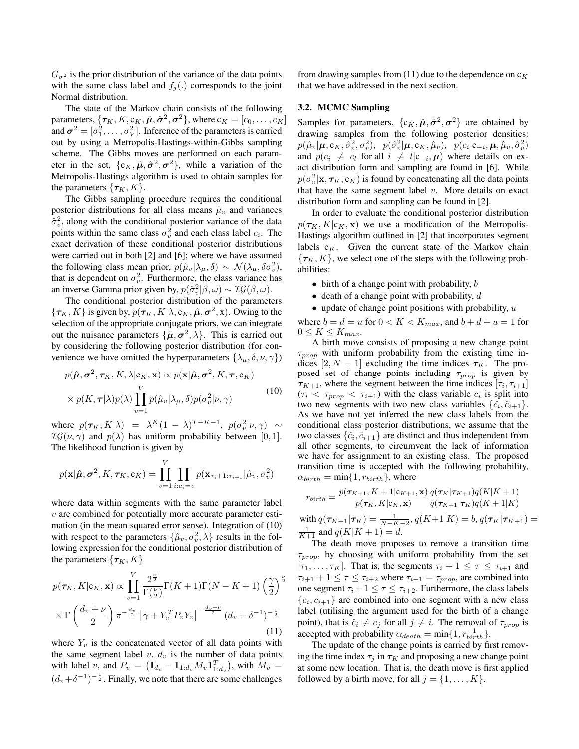$G_{\sigma^2}$ is the prior distribution of the variance of the data points with the same class label and $f_j(.)$ corresponds to the joint Normal distribution.

The state of the Markov chain consists of the following parameters, $\{\boldsymbol{\tau}_K, K, \mathrm{c}_K, \hat{\boldsymbol{\mu}}, \hat{\boldsymbol{\sigma}}^2, \boldsymbol{\sigma}^2\}$, where $\mathrm{c}_K = [c_0, \ldots, c_K]$ and $\boldsymbol{\sigma}^2 = [\sigma_1^2, \ldots, \sigma_V^2]$. Inference of the parameters is carried out by using a Metropolis-Hastings-within-Gibbs sampling scheme. The Gibbs moves are performed on each parameter in the set, $\{\mathrm{c}_K, \hat{\boldsymbol{\mu}}, \hat{\boldsymbol{\sigma}}^2, \boldsymbol{\sigma}^2\}$, while a variation of the Metropolis-Hastings algorithm is used to obtain samples for the parameters $\{\boldsymbol{\tau}_K, K\}$.

The Gibbs sampling procedure requires the conditional posterior distributions for all class means $\hat{\mu}_v$ and variances $\hat{\sigma}_v^2$, along with the conditional posterior variance of the data points within the same class $\sigma_v^2$ and each class label $c_i$. The exact derivation of these conditional posterior distributions were carried out in both [2] and [6]; where we have assumed the following class mean prior, $p(\hat{\mu}_v|\lambda_\mu, \delta) \sim \mathcal{N}(\lambda_\mu, \delta\sigma_v^2)$, that is dependent on $\sigma_v^2$. Furthermore, the class variance has an inverse Gamma prior given by, $p(\hat{\sigma}_v^2|\beta, \omega) \sim \mathcal{IG}(\beta, \omega)$.

The conditional posterior distribution of the parameters $\{\boldsymbol{\tau}_K, K\}$ is given by, $p(\boldsymbol{\tau}_K, K|\lambda, \mathrm{c}_K, \hat{\boldsymbol{\mu}}, \boldsymbol{\sigma}^2, \mathrm{x})$. Owing to the selection of the appropriate conjugate priors, we can integrate out the nuisance parameters $\{\hat{\boldsymbol{\mu}}, \boldsymbol{\sigma}^2, \lambda\}$. This is carried out by considering the following posterior distribution (for convenience we have omitted the hyperparameters $\{\lambda_\mu, \delta, \nu, \gamma\}$)

$$p(\hat{\boldsymbol{\mu}}, \boldsymbol{\sigma}^2, \boldsymbol{\tau}_K, K, \lambda|\mathrm{c}_K, \mathbf{x}) \propto p(\mathbf{x}|\hat{\boldsymbol{\mu}}, \boldsymbol{\sigma}^2, K, \boldsymbol{\tau}, \mathrm{c}_K) \times p(K, \boldsymbol{\tau}|\lambda)p(\lambda)\prod_{v=1}^{V} p(\hat{\mu}_v|\lambda_\mu, \delta)p(\sigma_v^2|\nu, \gamma) \tag{10}$$

where $p(\boldsymbol{\tau}_K, K|\lambda) = \lambda^K(1-\lambda)^{T-K-1}$, $p(\sigma_v^2|\nu, \gamma) \sim \mathcal{IG}(\nu, \gamma)$ and $p(\lambda)$ has uniform probability between $[0, 1]$. The likelihood function is given by

$$p(\mathbf{x}|\hat{\boldsymbol{\mu}}, \boldsymbol{\sigma}^2, K, \boldsymbol{\tau}_K, \mathrm{c}_K) = \prod_{v=1}^{V}\prod_{i:c_i=v} p(\mathbf{x}_{\tau_i+1:\tau_{i+1}}|\hat{\mu}_v, \sigma_v^2)$$

where data within segments with the same parameter label $v$ are combined for potentially more accurate parameter estimation (in the mean squared error sense). Integration of (10) with respect to the parameters $\{\hat{\mu}_v, \sigma_v^2, \lambda\}$ results in the following expression for the conditional posterior distribution of the parameters $\{\boldsymbol{\tau}_K, K\}$

$$p(\boldsymbol{\tau}_K, K|\mathrm{c}_K, \mathbf{x}) \propto \prod_{v=1}^{V} \frac{2^{\frac{\nu}{2}}}{\Gamma(\frac{\nu}{2})}\Gamma(K+1)\Gamma(N-K+1)\left(\frac{\gamma}{2}\right)^{\frac{\nu}{2}} \times \Gamma\left(\frac{d_v+\nu}{2}\right)\pi^{-\frac{d_v}{2}}\left[\gamma + Y_v^T P_v Y_v\right]^{-\frac{d_v+\nu}{2}}(d_v+\delta^{-1})^{-\frac{1}{2}} \tag{11}$$

where $Y_v$ is the concatenated vector of all data points with the same segment label $v$, $d_v$ is the number of data points with label $v$, and $P_v = \left(\mathbf{I}_{d_v} - \mathbf{1}_{1:d_v}M_v\mathbf{1}_{1:d_v}^T\right)$, with $M_v = (d_v+\delta^{-1})^{-\frac{1}{2}}$. Finally, we note that there are some challenges from drawing samples from (11) due to the dependence on $\mathrm{c}_K$ that we have addressed in the next section.

### 3.2. MCMC Sampling

Samples for parameters, $\{\mathrm{c}_K, \hat{\boldsymbol{\mu}}, \hat{\boldsymbol{\sigma}}^2, \boldsymbol{\sigma}^2\}$ are obtained by drawing samples from the following posterior densities: $p(\hat{\mu}_v|\boldsymbol{\mu}, \mathrm{c}_K, \hat{\sigma}_v^2, \sigma_v^2)$, $p(\hat{\sigma}_v^2|\boldsymbol{\mu}, \mathrm{c}_K, \hat{\mu}_v)$, $p(c_i|\mathrm{c}_{-i}, \boldsymbol{\mu}, \hat{\mu}_v, \hat{\sigma}_v^2)$ and $p(c_i \neq c_l$ for all $i \neq l|\mathrm{c}_{-i}, \boldsymbol{\mu})$ where details on exact distribution form and sampling are found in [6]. While $p(\sigma_v^2|\mathbf{x}, \boldsymbol{\tau}_K, \mathrm{c}_K)$ is found by concatenating all the data points that have the same segment label $v$. More details on exact distribution form and sampling can be found in [2].

In order to evaluate the conditional posterior distribution $p(\boldsymbol{\tau}_K, K|\mathrm{c}_K, \mathbf{x})$ we use a modification of the Metropolis-Hastings algorithm outlined in [2] that incorporates segment labels $\mathrm{c}_K$. Given the current state of the Markov chain $\{\boldsymbol{\tau}_K, K\}$, we select one of the steps with the following probabilities:

- birth of a change point with probability, $b$
- death of a change point with probability, $d$
- update of change point positions with probability, $u$

where $b = d = u$ for $0 < K < K_{max}$, and $b + d + u = 1$ for $0 \leq K \leq K_{max}$.

A birth move consists of proposing a new change point $\tau_{prop}$ with uniform probability from the existing time indices $[2, N-1]$ excluding the time indices $\boldsymbol{\tau}_K$. The proposed set of change points including $\tau_{prop}$ is given by $\boldsymbol{\tau}_{K+1}$, where the segment between the time indices $[\tau_i, \tau_{i+1}]$ ($\tau_i < \tau_{prop} < \tau_{i+1}$) with the class variable $c_i$ is split into two new segments with two new class variables $\{\hat{c}_i, \hat{c}_{i+1}\}$. As we have not yet inferred the new class labels from the conditional class posterior distributions, we assume that the two classes $\{\hat{c}_i, \hat{c}_{i+1}\}$ are distinct and thus independent from all other segments, to circumvent the lack of information we have for assignment to an existing class. The proposed transition time is accepted with the following probability, $\alpha_{birth} = \min\{1, r_{birth}\}$, where

$$r_{birth} = \frac{p(\boldsymbol{\tau}_{K}, K+1|\mathrm{c}_{K+1}, \mathbf{x})}{p(\boldsymbol{\tau}_K, K|\mathrm{c}_K, \mathbf{x})}\frac{q(\boldsymbol{\tau}_K|\boldsymbol{\tau}_{K+1})q(K|K+1)}{q(\boldsymbol{\tau}_{K+1}|\boldsymbol{\tau}_K)q(K+1|K)}$$

with $q(\boldsymbol{\tau}_{K+1}|\boldsymbol{\tau}_K) = \frac{1}{N-K-2}$, $q(K+1|K) = b$, $q(\boldsymbol{\tau}_K|\boldsymbol{\tau}_{K+1}) = \frac{1}{K+1}$ and $q(K|K+1) = d$.

The death move proposes to remove a transition time $\tau_{prop}$, by choosing with uniform probability from the set $[\tau_1, \ldots, \tau_K]$. That is, the segments $\tau_i + 1 \leq \tau \leq \tau_{i+1}$ and $\tau_{i+1} + 1 \leq \tau \leq \tau_{i+2}$ where $\tau_{i+1} = \tau_{prop}$, are combined into one segment $\tau_i + 1 \leq \tau \leq \tau_{i+2}$. Furthermore, the class labels $\{c_i, c_{i+1}\}$ are combined into one segment with a new class label (utilising the argument used for the birth of a change point), that is $\hat{c}_i \neq c_j$ for all $j \neq i$. The removal of $\tau_{prop}$ is accepted with probability $\alpha_{death} = \min\{1, r_{birth}^{-1}\}$.

The update of the change points is carried by first removing the time index $\tau_j$ in $\boldsymbol{\tau}_K$ and proposing a new change point at some new location. That is, the death move is first applied followed by a birth move, for all $j = \{1, \ldots, K\}$.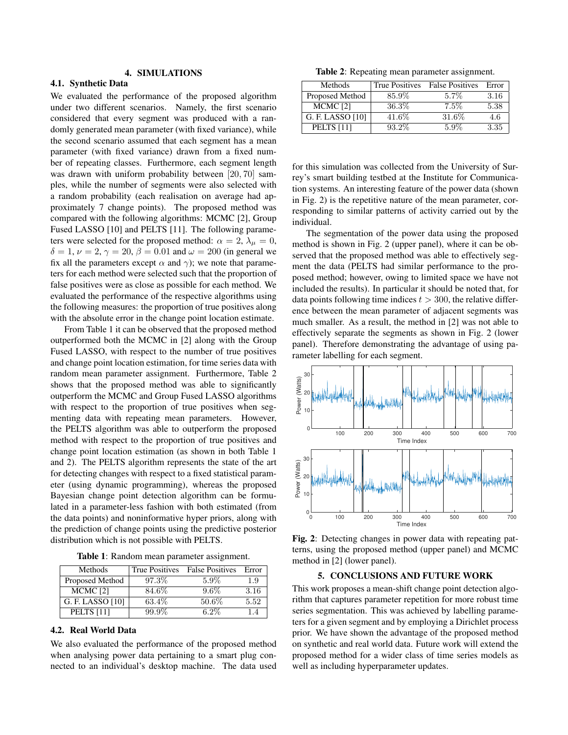## 4. SIMULATIONS

### 4.1. Synthetic Data

We evaluated the performance of the proposed algorithm under two different scenarios. Namely, the first scenario considered that every segment was produced with a randomly generated mean parameter (with fixed variance), while the second scenario assumed that each segment has a mean parameter (with fixed variance) drawn from a fixed number of repeating classes. Furthermore, each segment length was drawn with uniform probability between $[20, 70]$ samples, while the number of segments were also selected with a random probability (each realisation on average had approximately 7 change points). The proposed method was compared with the following algorithms: MCMC [2], Group Fused LASSO [10] and PELTS [11]. The following parameters were selected for the proposed method: $\alpha = 2$, $\lambda_\mu = 0$, $\delta = 1$, $\nu = 2$, $\gamma = 20$, $\beta = 0.01$ and $\omega = 200$ (in general we fix all the parameters except $\alpha$ and $\gamma$); we note that parameters for each method were selected such that the proportion of false positives were as close as possible for each method. We evaluated the performance of the respective algorithms using the following measures: the proportion of true positives along with the absolute error in the change point location estimate.

From Table 1 it can be observed that the proposed method outperformed both the MCMC in [2] along with the Group Fused LASSO, with respect to the number of true positives and change point location estimation, for time series data with random mean parameter assignment. Furthermore, Table 2 shows that the proposed method was able to significantly outperform the MCMC and Group Fused LASSO algorithms with respect to the proportion of true positives when segmenting data with repeating mean parameters. However, the PELTS algorithm was able to outperform the proposed method with respect to the proportion of true positives and change point location estimation (as shown in both Table 1 and 2). The PELTS algorithm represents the state of the art for detecting changes with respect to a fixed statistical parameter (using dynamic programming), whereas the proposed Bayesian change point detection algorithm can be formulated in a parameter-less fashion with both estimated (from the data points) and noninformative hyper priors, along with the prediction of change points using the predictive posterior distribution which is not possible with PELTS.

**Table 1**: Random mean parameter assignment.

| Methods | True Positives | False Positives | Error |
|---|---|---|---|
| Proposed Method | 97.3% | 5.9% | 1.9 |
| MCMC [2] | 84.6% | 9.6% | 3.16 |
| G. F. LASSO [10] | 63.4% | 50.6% | 5.52 |
| PELTS [11] | 99.9% | 6.2% | 1.4 |

### 4.2. Real World Data

We also evaluated the performance of the proposed method when analysing power data pertaining to a smart plug connected to an individual's desktop machine. The data used for this simulation was collected from the University of Surrey's smart building testbed at the Institute for Communication systems. An interesting feature of the power data (shown in Fig. 2) is the repetitive nature of the mean parameter, corresponding to similar patterns of activity carried out by the individual.

**Table 2**: Repeating mean parameter assignment.

| Methods | True Positives | False Positives | Error |
|---|---|---|---|
| Proposed Method | 85.9% | 5.7% | 3.16 |
| MCMC [2] | 36.3% | 7.5% | 5.38 |
| G. F. LASSO [10] | 41.6% | 31.6% | 4.6 |
| PELTS [11] | 93.2% | 5.9% | 3.35 |

The segmentation of the power data using the proposed method is shown in Fig. 2 (upper panel), where it can be observed that the proposed method was able to effectively segment the data (PELTS had similar performance to the proposed method; however, owing to limited space we have not included the results). In particular it should be noted that, for data points following time indices $t > 300$, the relative difference between the mean parameter of adjacent segments was much smaller. As a result, the method in [2] was not able to effectively separate the segments as shown in Fig. 2 (lower panel). Therefore demonstrating the advantage of using parameter labelling for each segment.

Power (Watts)
0
10
20
30
100 200 300 400 500 600 700
Time Index

Power (Watts)
0
10
20
30
0 100 200 300 400 500 600 700
Time Index

**Fig. 2**: Detecting changes in power data with repeating patterns, using the proposed method (upper panel) and MCMC method in [2] (lower panel).

## 5. CONCLUSIONS AND FUTURE WORK

This work proposes a mean-shift change point detection algorithm that captures parameter repetition for more robust time series segmentation. This was achieved by labelling parameters for a given segment and by employing a Dirichlet process prior. We have shown the advantage of the proposed method on synthetic and real world data. Future work will extend the proposed method for a wider class of time series models as well as including hyperparameter updates.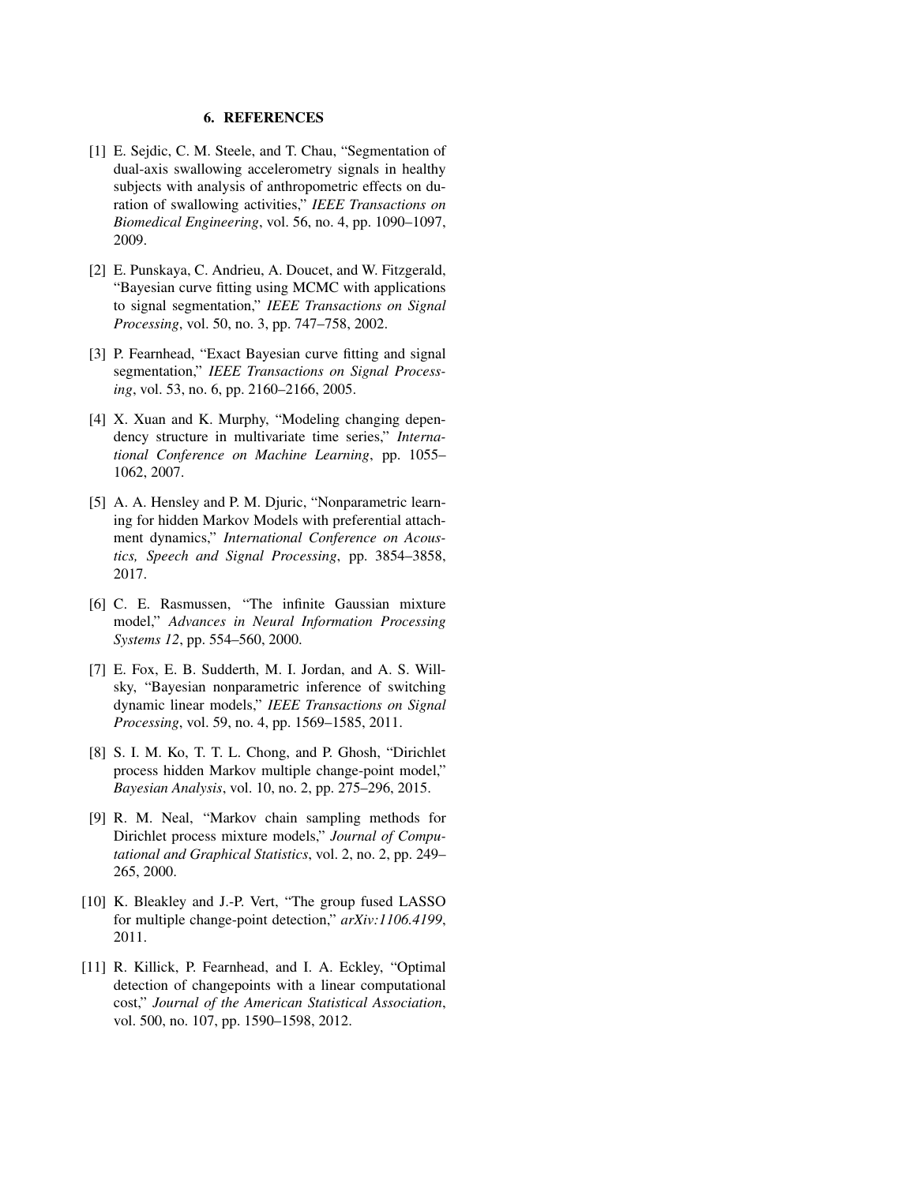## 6. REFERENCES

[1] E. Sejdic, C. M. Steele, and T. Chau, "Segmentation of dual-axis swallowing accelerometry signals in healthy subjects with analysis of anthropometric effects on duration of swallowing activities," *IEEE Transactions on Biomedical Engineering*, vol. 56, no. 4, pp. 1090–1097, 2009.

[2] E. Punskaya, C. Andrieu, A. Doucet, and W. Fitzgerald, "Bayesian curve fitting using MCMC with applications to signal segmentation," *IEEE Transactions on Signal Processing*, vol. 50, no. 3, pp. 747–758, 2002.

[3] P. Fearnhead, "Exact Bayesian curve fitting and signal segmentation," *IEEE Transactions on Signal Processing*, vol. 53, no. 6, pp. 2160–2166, 2005.

[4] X. Xuan and K. Murphy, "Modeling changing dependency structure in multivariate time series," *International Conference on Machine Learning*, pp. 1055–1062, 2007.

[5] A. A. Hensley and P. M. Djuric, "Nonparametric learning for hidden Markov Models with preferential attachment dynamics," *International Conference on Acoustics, Speech and Signal Processing*, pp. 3854–3858, 2017.

[6] C. E. Rasmussen, "The infinite Gaussian mixture model," *Advances in Neural Information Processing Systems 12*, pp. 554–560, 2000.

[7] E. Fox, E. B. Sudderth, M. I. Jordan, and A. S. Willsky, "Bayesian nonparametric inference of switching dynamic linear models," *IEEE Transactions on Signal Processing*, vol. 59, no. 4, pp. 1569–1585, 2011.

[8] S. I. M. Ko, T. T. L. Chong, and P. Ghosh, "Dirichlet process hidden Markov multiple change-point model," *Bayesian Analysis*, vol. 10, no. 2, pp. 275–296, 2015.

[9] R. M. Neal, "Markov chain sampling methods for Dirichlet process mixture models," *Journal of Computational and Graphical Statistics*, vol. 2, no. 2, pp. 249–265, 2000.

[10] K. Bleakley and J.-P. Vert, "The group fused LASSO for multiple change-point detection," *arXiv:1106.4199*, 2011.

[11] R. Killick, P. Fearnhead, and I. A. Eckley, "Optimal detection of changepoints with a linear computational cost," *Journal of the American Statistical Association*, vol. 500, no. 107, pp. 1590–1598, 2012.